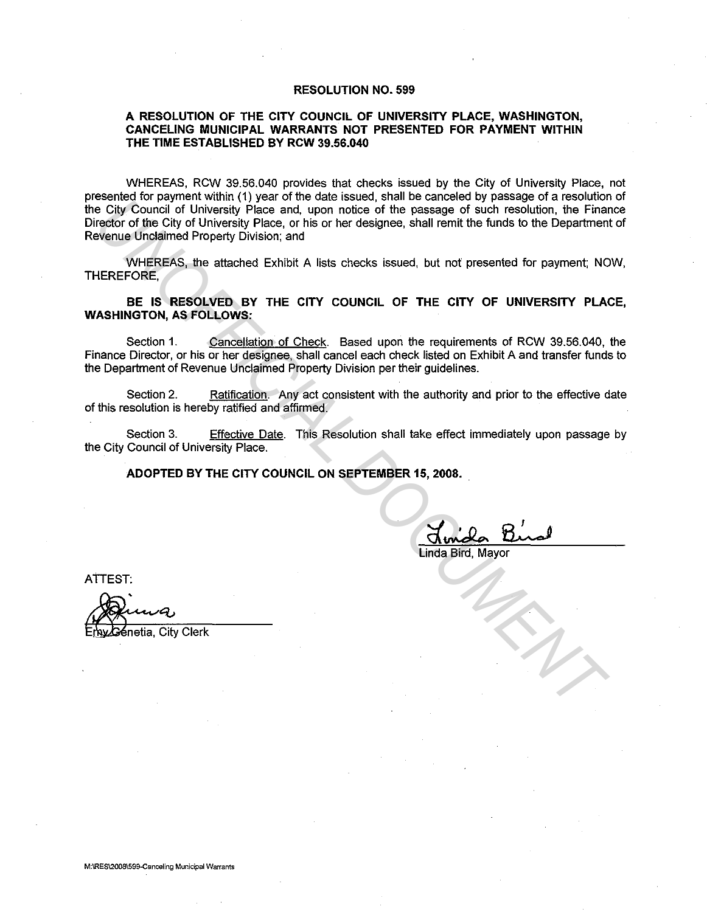# RESOLUTION NO. 599

## A RESOLUTION OF THE CITY COUNCIL OF UNIVERSITY PLACE, WASHINGTON, CANCELING MUNICIPAL WARRANTS NOT PRESENTED FOR PAYMENT WITHIN THE TIME ESTABLISHED BY RCW 39.56.040

WHEREAS, RCW 39.56.040 provides that checks issued by the City of University Place, not presented for payment within (1) year of the date issued, shall be canceled by passage of a resolution of the City Council of University Place and, upon notice of the passage of such resolution, the Finance Director of the City of University Place, or his or her designee, shall remit the funds to the Department of Revenue Unclaimed Property Division; and

WHEREAS, the attached Exhibit A lists checks issued, but not presented for payment; NOW, THEREFORE,

**BE IS RESOLVED BY THE CITY COUNCIL OF THE CITY OF UNIVERSITY PLACE, WASHINGTON, AS FOLLOWS:**

Section 1. Cancellation of Check. Based upon the requirements of RCW 39.56.040, the Finance Director, or his or her designee, shall cancel each check listed on Exhibit A and transfer funds to the Department of Revenue Unclaimed Property Division per their guidelines.

Section 2. Ratification. Any act consistent with the authority and prior to the effective date of this resolution is hereby ratified and affirmed.

Section 3. Effective Date. This Resolution shall take effect immediately upon passage by the City Council of University Place.

**ADOPTED BY THE CITY COUNCIL ON SEPTEMBER 15, 2008.**

Linda Bird, Mayor

ATTEST:

Emy Genetia, City Clerk

M:\RES\2008\599-Canceling Municipal Warrants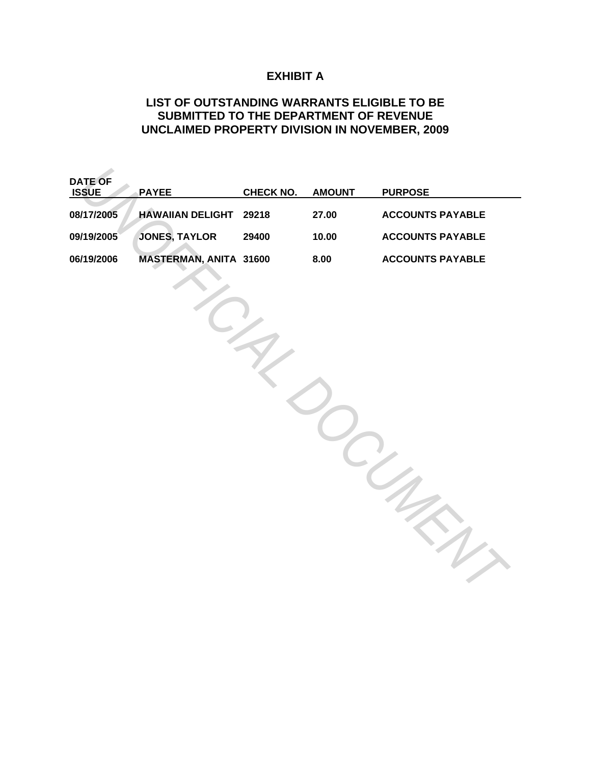# EXHIBIT A

## LIST OF OUTSTANDING WARRANTS ELIGIBLE TO BE SUBMITTED TO THE DEPARTMENT OF REVENUE UNCLAIMED PROPERTY DIVISION IN NOVEMBER, 2009

| DATE OF ISSUE | PAYEE | CHECK NO. | AMOUNT | PURPOSE |
|---|---|---|---|---|
| 08/17/2005 | HAWAIIAN DELIGHT | 29218 | 27.00 | ACCOUNTS PAYABLE |
| 09/19/2005 | JONES, TAYLOR | 29400 | 10.00 | ACCOUNTS PAYABLE |
| 06/19/2006 | MASTERMAN, ANITA | 31600 | 8.00 | ACCOUNTS PAYABLE |

UNOFFICIAL DOCUMENT